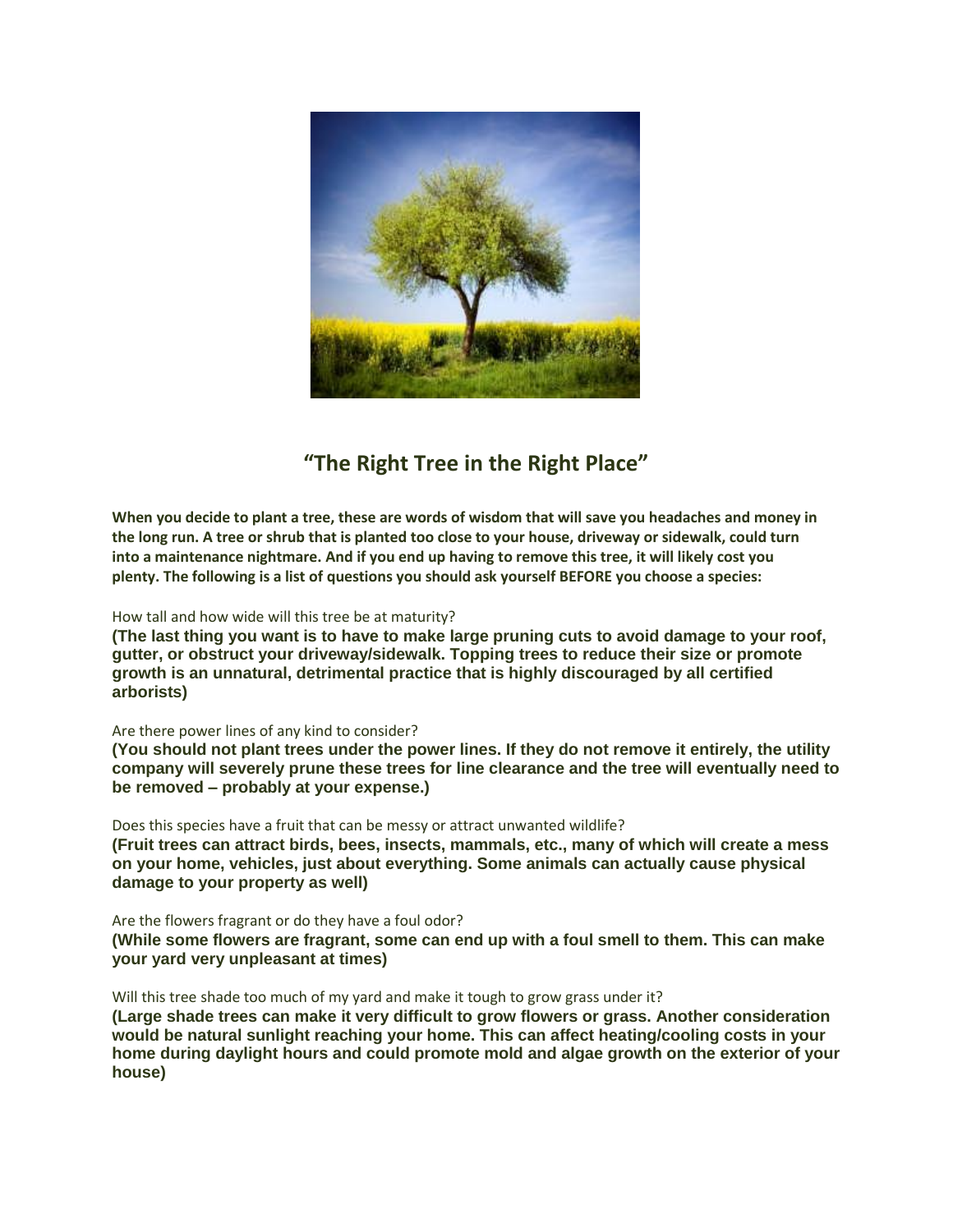# "The Right Tree in the Right Place"

**When you decide to plant a tree, these are words of wisdom that will save you headaches and money in the long run. A tree or shrub that is planted too close to your house, driveway or sidewalk, could turn into a maintenance nightmare. And if you end up having to remove this tree, it will likely cost you plenty. The following is a list of questions you should ask yourself BEFORE you choose a species:**

How tall and how wide will this tree be at maturity?

**(The last thing you want is to have to make large pruning cuts to avoid damage to your roof, gutter, or obstruct your driveway/sidewalk. Topping trees to reduce their size or promote growth is an unnatural, detrimental practice that is highly discouraged by all certified arborists)**

Are there power lines of any kind to consider?

**(You should not plant trees under the power lines. If they do not remove it entirely, the utility company will severely prune these trees for line clearance and the tree will eventually need to be removed – probably at your expense.)**

Does this species have a fruit that can be messy or attract unwanted wildlife?

**(Fruit trees can attract birds, bees, insects, mammals, etc., many of which will create a mess on your home, vehicles, just about everything. Some animals can actually cause physical damage to your property as well)**

Are the flowers fragrant or do they have a foul odor?

**(While some flowers are fragrant, some can end up with a foul smell to them. This can make your yard very unpleasant at times)**

Will this tree shade too much of my yard and make it tough to grow grass under it?

**(Large shade trees can make it very difficult to grow flowers or grass. Another consideration would be natural sunlight reaching your home. This can affect heating/cooling costs in your home during daylight hours and could promote mold and algae growth on the exterior of your house)**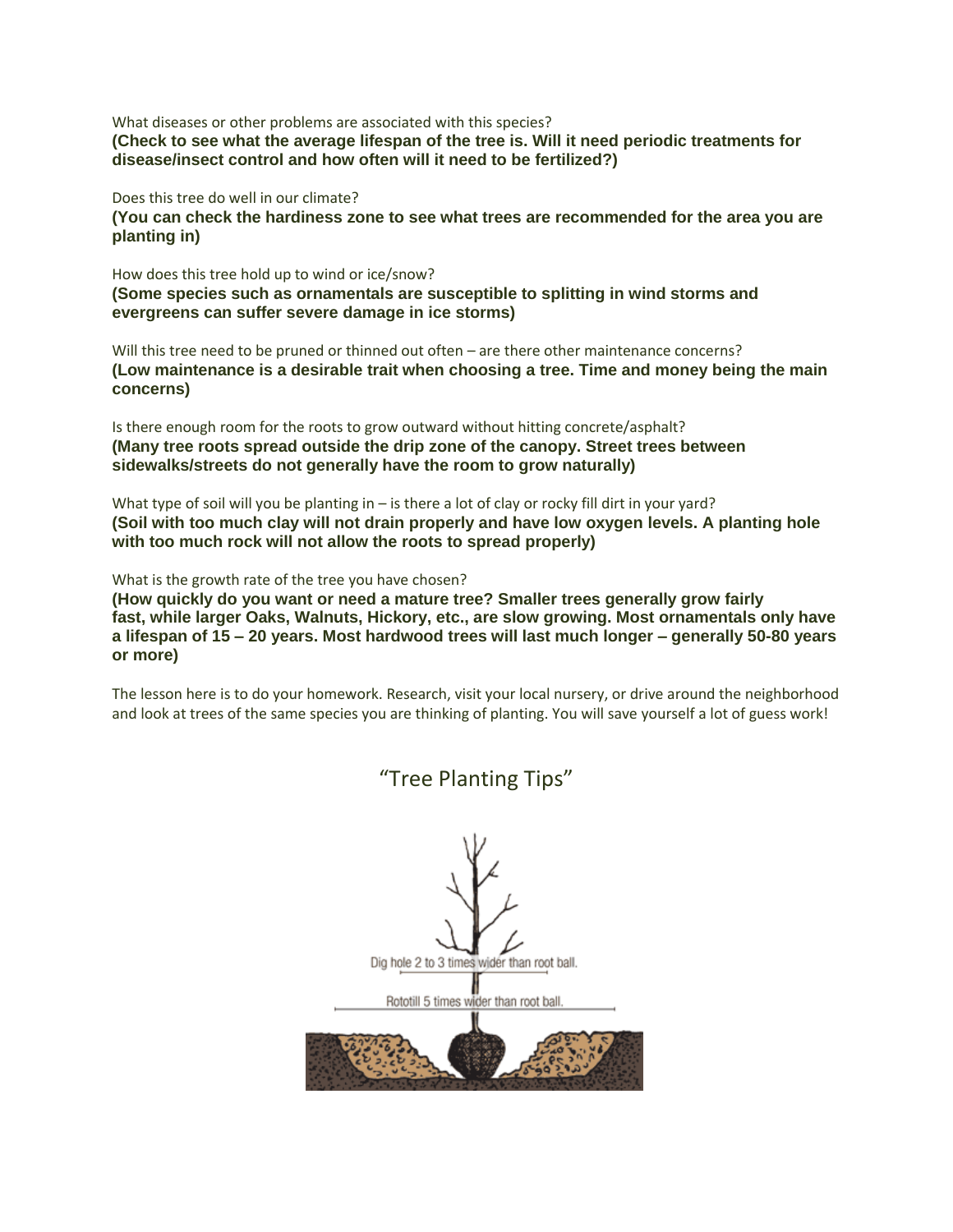What diseases or other problems are associated with this species?
**(Check to see what the average lifespan of the tree is. Will it need periodic treatments for disease/insect control and how often will it need to be fertilized?)**

Does this tree do well in our climate?
**(You can check the hardiness zone to see what trees are recommended for the area you are planting in)**

How does this tree hold up to wind or ice/snow?
**(Some species such as ornamentals are susceptible to splitting in wind storms and evergreens can suffer severe damage in ice storms)**

Will this tree need to be pruned or thinned out often – are there other maintenance concerns?
**(Low maintenance is a desirable trait when choosing a tree. Time and money being the main concerns)**

Is there enough room for the roots to grow outward without hitting concrete/asphalt?
**(Many tree roots spread outside the drip zone of the canopy. Street trees between sidewalks/streets do not generally have the room to grow naturally)**

What type of soil will you be planting in – is there a lot of clay or rocky fill dirt in your yard?
**(Soil with too much clay will not drain properly and have low oxygen levels. A planting hole with too much rock will not allow the roots to spread properly)**

What is the growth rate of the tree you have chosen?
**(How quickly do you want or need a mature tree? Smaller trees generally grow fairly fast, while larger Oaks, Walnuts, Hickory, etc., are slow growing. Most ornamentals only have a lifespan of 15 – 20 years. Most hardwood trees will last much longer – generally 50-80 years or more)**

The lesson here is to do your homework. Research, visit your local nursery, or drive around the neighborhood and look at trees of the same species you are thinking of planting. You will save yourself a lot of guess work!

## "Tree Planting Tips"

Dig hole 2 to 3 times wider than root ball.

Rototill 5 times wider than root ball.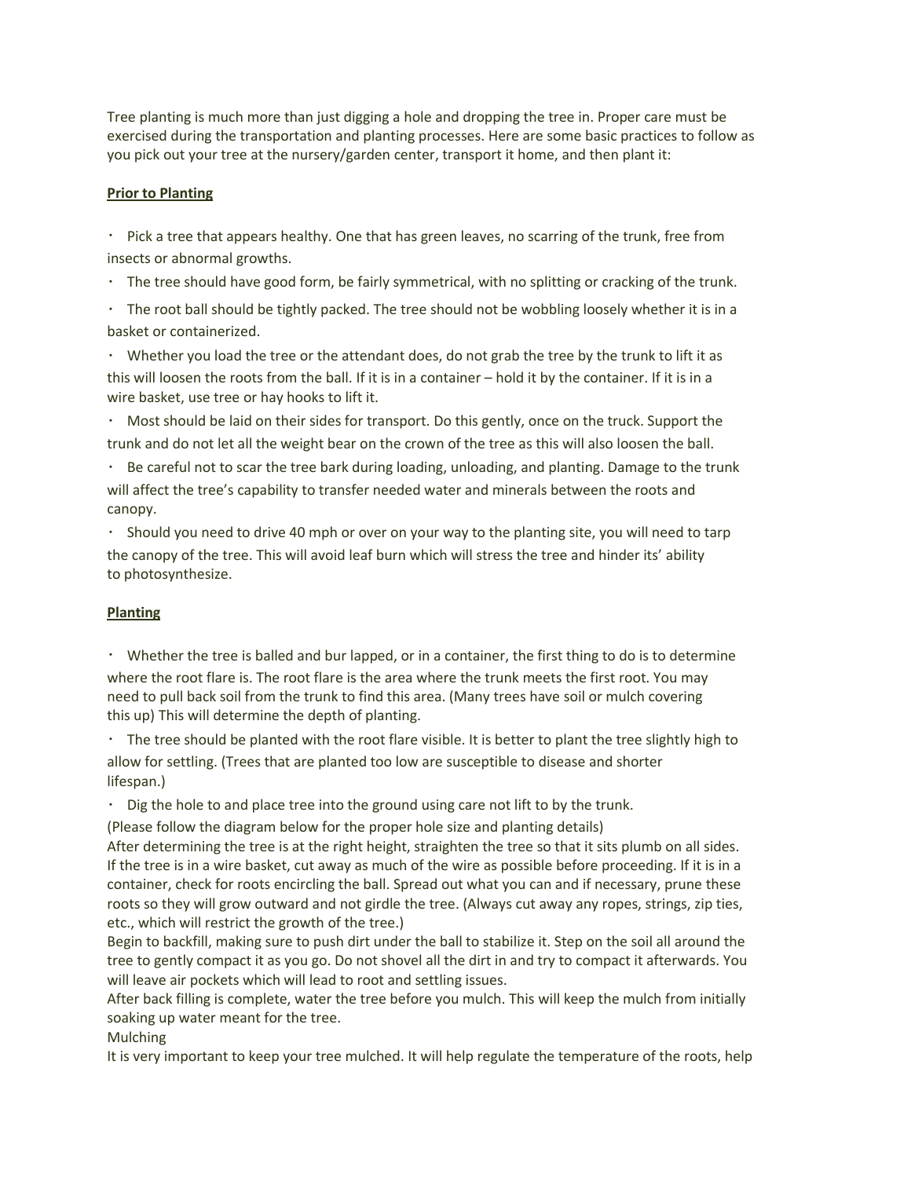Tree planting is much more than just digging a hole and dropping the tree in. Proper care must be exercised during the transportation and planting processes. Here are some basic practices to follow as you pick out your tree at the nursery/garden center, transport it home, and then plant it:

## Prior to Planting

- Pick a tree that appears healthy. One that has green leaves, no scarring of the trunk, free from insects or abnormal growths.
- The tree should have good form, be fairly symmetrical, with no splitting or cracking of the trunk.
- The root ball should be tightly packed. The tree should not be wobbling loosely whether it is in a basket or containerized.
- Whether you load the tree or the attendant does, do not grab the tree by the trunk to lift it as this will loosen the roots from the ball. If it is in a container – hold it by the container. If it is in a wire basket, use tree or hay hooks to lift it.
- Most should be laid on their sides for transport. Do this gently, once on the truck. Support the trunk and do not let all the weight bear on the crown of the tree as this will also loosen the ball.
- Be careful not to scar the tree bark during loading, unloading, and planting. Damage to the trunk will affect the tree's capability to transfer needed water and minerals between the roots and canopy.
- Should you need to drive 40 mph or over on your way to the planting site, you will need to tarp the canopy of the tree. This will avoid leaf burn which will stress the tree and hinder its' ability to photosynthesize.

## Planting

- Whether the tree is balled and bur lapped, or in a container, the first thing to do is to determine where the root flare is. The root flare is the area where the trunk meets the first root. You may need to pull back soil from the trunk to find this area. (Many trees have soil or mulch covering this up) This will determine the depth of planting.
- The tree should be planted with the root flare visible. It is better to plant the tree slightly high to allow for settling. (Trees that are planted too low are susceptible to disease and shorter lifespan.)
- Dig the hole to and place tree into the ground using care not lift to by the trunk.

(Please follow the diagram below for the proper hole size and planting details)

After determining the tree is at the right height, straighten the tree so that it sits plumb on all sides. If the tree is in a wire basket, cut away as much of the wire as possible before proceeding. If it is in a container, check for roots encircling the ball. Spread out what you can and if necessary, prune these roots so they will grow outward and not girdle the tree. (Always cut away any ropes, strings, zip ties, etc., which will restrict the growth of the tree.)

Begin to backfill, making sure to push dirt under the ball to stabilize it. Step on the soil all around the tree to gently compact it as you go. Do not shovel all the dirt in and try to compact it afterwards. You will leave air pockets which will lead to root and settling issues.

After back filling is complete, water the tree before you mulch. This will keep the mulch from initially soaking up water meant for the tree.

Mulching

It is very important to keep your tree mulched. It will help regulate the temperature of the roots, help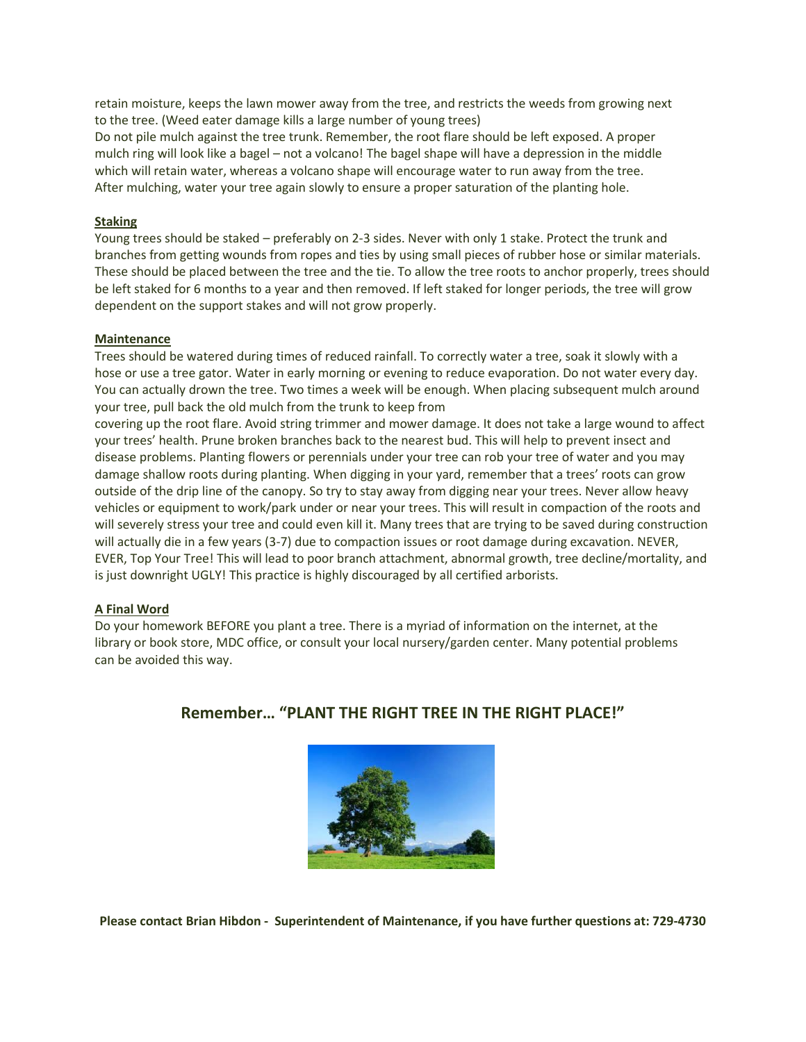retain moisture, keeps the lawn mower away from the tree, and restricts the weeds from growing next to the tree. (Weed eater damage kills a large number of young trees)
Do not pile mulch against the tree trunk. Remember, the root flare should be left exposed. A proper mulch ring will look like a bagel – not a volcano! The bagel shape will have a depression in the middle which will retain water, whereas a volcano shape will encourage water to run away from the tree. After mulching, water your tree again slowly to ensure a proper saturation of the planting hole.

**Staking**

Young trees should be staked – preferably on 2-3 sides. Never with only 1 stake. Protect the trunk and branches from getting wounds from ropes and ties by using small pieces of rubber hose or similar materials. These should be placed between the tree and the tie. To allow the tree roots to anchor properly, trees should be left staked for 6 months to a year and then removed. If left staked for longer periods, the tree will grow dependent on the support stakes and will not grow properly.

**Maintenance**

Trees should be watered during times of reduced rainfall. To correctly water a tree, soak it slowly with a hose or use a tree gator. Water in early morning or evening to reduce evaporation. Do not water every day. You can actually drown the tree. Two times a week will be enough. When placing subsequent mulch around your tree, pull back the old mulch from the trunk to keep from covering up the root flare. Avoid string trimmer and mower damage. It does not take a large wound to affect your trees' health. Prune broken branches back to the nearest bud. This will help to prevent insect and disease problems. Planting flowers or perennials under your tree can rob your tree of water and you may damage shallow roots during planting. When digging in your yard, remember that a trees' roots can grow outside of the drip line of the canopy. So try to stay away from digging near your trees. Never allow heavy vehicles or equipment to work/park under or near your trees. This will result in compaction of the roots and will severely stress your tree and could even kill it. Many trees that are trying to be saved during construction will actually die in a few years (3-7) due to compaction issues or root damage during excavation. NEVER, EVER, Top Your Tree! This will lead to poor branch attachment, abnormal growth, tree decline/mortality, and is just downright UGLY! This practice is highly discouraged by all certified arborists.

**A Final Word**

Do your homework BEFORE you plant a tree. There is a myriad of information on the internet, at the library or book store, MDC office, or consult your local nursery/garden center. Many potential problems can be avoided this way.

## Remember… "PLANT THE RIGHT TREE IN THE RIGHT PLACE!"

**Please contact Brian Hibdon - Superintendent of Maintenance, if you have further questions at: 729-4730**